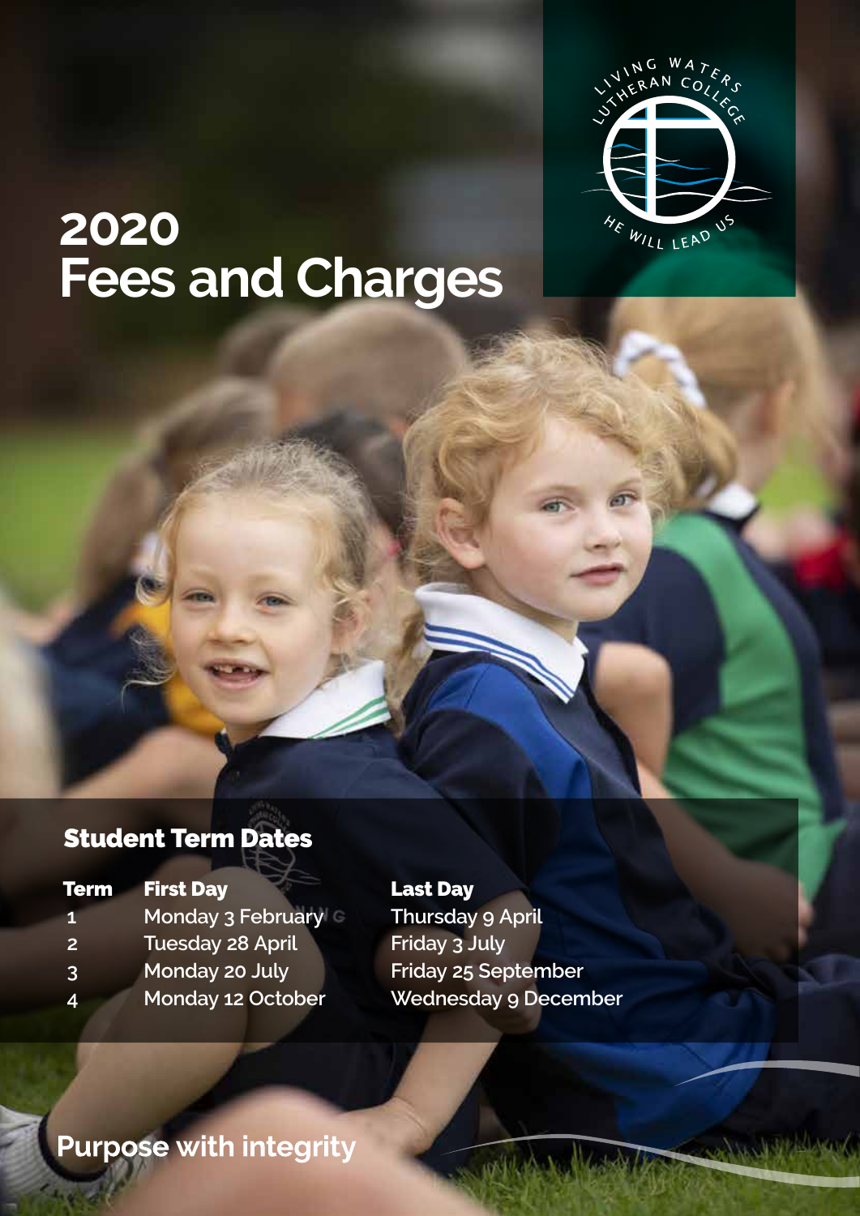LIVING WATERS LUTHERAN COLLEGE

HE WILL LEAD US

# 2020 Fees and Charges

## Student Term Dates

| Term | First Day | Last Day |
| --- | --- | --- |
| 1 | Monday 3 February | Thursday 9 April |
| 2 | Tuesday 28 April | Friday 3 July |
| 3 | Monday 20 July | Friday 25 September |
| 4 | Monday 12 October | Wednesday 9 December |

**Purpose with integrity**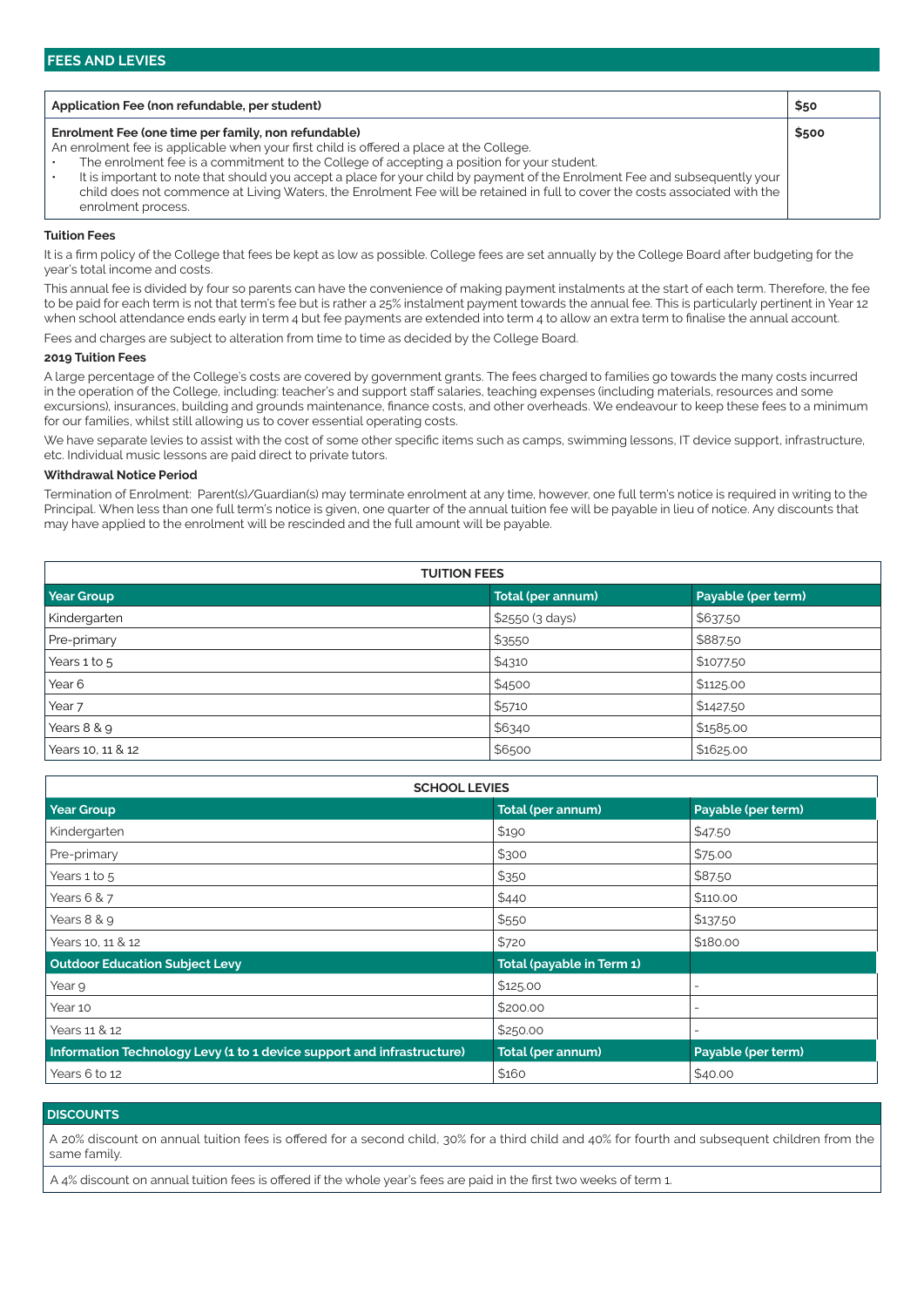## FEES AND LEVIES

| | |
|---|---|
| **Application Fee (non refundable, per student)** | **$50** |
| **Enrolment Fee (one time per family, non refundable)**<br>An enrolment fee is applicable when your first child is offered a place at the College.<br>• The enrolment fee is a commitment to the College of accepting a position for your student.<br>• It is important to note that should you accept a place for your child by payment of the Enrolment Fee and subsequently your child does not commence at Living Waters, the Enrolment Fee will be retained in full to cover the costs associated with the enrolment process. | **$500** |

**Tuition Fees**

It is a firm policy of the College that fees be kept as low as possible. College fees are set annually by the College Board after budgeting for the year's total income and costs.

This annual fee is divided by four so parents can have the convenience of making payment instalments at the start of each term. Therefore, the fee to be paid for each term is not that term's fee but is rather a 25% instalment payment towards the annual fee. This is particularly pertinent in Year 12 when school attendance ends early in term 4 but fee payments are extended into term 4 to allow an extra term to finalise the annual account.

Fees and charges are subject to alteration from time to time as decided by the College Board.

**2019 Tuition Fees**

A large percentage of the College's costs are covered by government grants. The fees charged to families go towards the many costs incurred in the operation of the College, including: teacher's and support staff salaries, teaching expenses (including materials, resources and some excursions), insurances, building and grounds maintenance, finance costs, and other overheads. We endeavour to keep these fees to a minimum for our families, whilst still allowing us to cover essential operating costs.

We have separate levies to assist with the cost of some other specific items such as camps, swimming lessons, IT device support, infrastructure, etc. Individual music lessons are paid direct to private tutors.

**Withdrawal Notice Period**

Termination of Enrolment: Parent(s)/Guardian(s) may terminate enrolment at any time, however, one full term's notice is required in writing to the Principal. When less than one full term's notice is given, one quarter of the annual tuition fee will be payable in lieu of notice. Any discounts that may have applied to the enrolment will be rescinded and the full amount will be payable.

**TUITION FEES**

| Year Group | Total (per annum) | Payable (per term) |
|---|---|---|
| Kindergarten | $2550 (3 days) | $637.50 |
| Pre-primary | $3550 | $887.50 |
| Years 1 to 5 | $4310 | $1077.50 |
| Year 6 | $4500 | $1125.00 |
| Year 7 | $5710 | $1427.50 |
| Years 8 & 9 | $6340 | $1585.00 |
| Years 10, 11 & 12 | $6500 | $1625.00 |

**SCHOOL LEVIES**

| Year Group | Total (per annum) | Payable (per term) |
|---|---|---|
| Kindergarten | $190 | $47.50 |
| Pre-primary | $300 | $75.00 |
| Years 1 to 5 | $350 | $87.50 |
| Years 6 & 7 | $440 | $110.00 |
| Years 8 & 9 | $550 | $137.50 |
| Years 10, 11 & 12 | $720 | $180.00 |
| **Outdoor Education Subject Levy** | **Total (payable in Term 1)** | |
| Year 9 | $125.00 | - |
| Year 10 | $200.00 | - |
| Years 11 & 12 | $250.00 | - |
| **Information Technology Levy (1 to 1 device support and infrastructure)** | **Total (per annum)** | **Payable (per term)** |
| Years 6 to 12 | $160 | $40.00 |

**DISCOUNTS**

A 20% discount on annual tuition fees is offered for a second child, 30% for a third child and 40% for fourth and subsequent children from the same family.

A 4% discount on annual tuition fees is offered if the whole year's fees are paid in the first two weeks of term 1.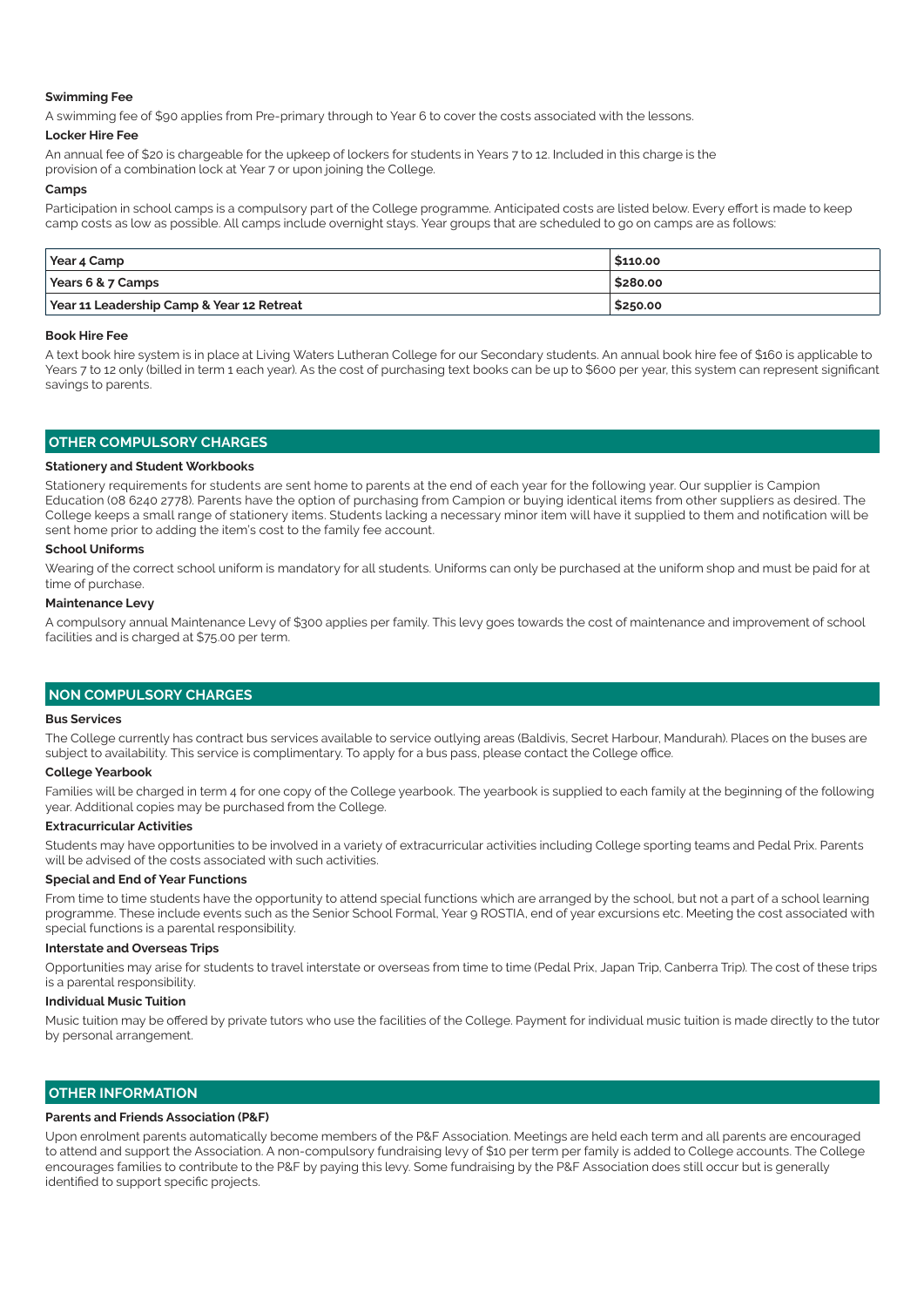### Swimming Fee

A swimming fee of $90 applies from Pre-primary through to Year 6 to cover the costs associated with the lessons.

### Locker Hire Fee

An annual fee of $20 is chargeable for the upkeep of lockers for students in Years 7 to 12. Included in this charge is the provision of a combination lock at Year 7 or upon joining the College.

### Camps

Participation in school camps is a compulsory part of the College programme. Anticipated costs are listed below. Every effort is made to keep camp costs as low as possible. All camps include overnight stays. Year groups that are scheduled to go on camps are as follows:

| | |
|---|---|
| **Year 4 Camp** | **$110.00** |
| **Years 6 & 7 Camps** | **$280.00** |
| **Year 11 Leadership Camp & Year 12 Retreat** | **$250.00** |

### Book Hire Fee

A text book hire system is in place at Living Waters Lutheran College for our Secondary students. An annual book hire fee of $160 is applicable to Years 7 to 12 only (billed in term 1 each year). As the cost of purchasing text books can be up to $600 per year, this system can represent significant savings to parents.

## OTHER COMPULSORY CHARGES

### Stationery and Student Workbooks

Stationery requirements for students are sent home to parents at the end of each year for the following year. Our supplier is Campion Education (08 6240 2778). Parents have the option of purchasing from Campion or buying identical items from other suppliers as desired. The College keeps a small range of stationery items. Students lacking a necessary minor item will have it supplied to them and notification will be sent home prior to adding the item's cost to the family fee account.

### School Uniforms

Wearing of the correct school uniform is mandatory for all students. Uniforms can only be purchased at the uniform shop and must be paid for at time of purchase.

### Maintenance Levy

A compulsory annual Maintenance Levy of $300 applies per family. This levy goes towards the cost of maintenance and improvement of school facilities and is charged at $75.00 per term.

## NON COMPULSORY CHARGES

### Bus Services

The College currently has contract bus services available to service outlying areas (Baldivis, Secret Harbour, Mandurah). Places on the buses are subject to availability. This service is complimentary. To apply for a bus pass, please contact the College office.

### College Yearbook

Families will be charged in term 4 for one copy of the College yearbook. The yearbook is supplied to each family at the beginning of the following year. Additional copies may be purchased from the College.

### Extracurricular Activities

Students may have opportunities to be involved in a variety of extracurricular activities including College sporting teams and Pedal Prix. Parents will be advised of the costs associated with such activities.

### Special and End of Year Functions

From time to time students have the opportunity to attend special functions which are arranged by the school, but not a part of a school learning programme. These include events such as the Senior School Formal, Year 9 ROSTIA, end of year excursions etc. Meeting the cost associated with special functions is a parental responsibility.

### Interstate and Overseas Trips

Opportunities may arise for students to travel interstate or overseas from time to time (Pedal Prix, Japan Trip, Canberra Trip). The cost of these trips is a parental responsibility.

### Individual Music Tuition

Music tuition may be offered by private tutors who use the facilities of the College. Payment for individual music tuition is made directly to the tutor by personal arrangement.

## OTHER INFORMATION

### Parents and Friends Association (P&F)

Upon enrolment parents automatically become members of the P&F Association. Meetings are held each term and all parents are encouraged to attend and support the Association. A non-compulsory fundraising levy of $10 per term per family is added to College accounts. The College encourages families to contribute to the P&F by paying this levy. Some fundraising by the P&F Association does still occur but is generally identified to support specific projects.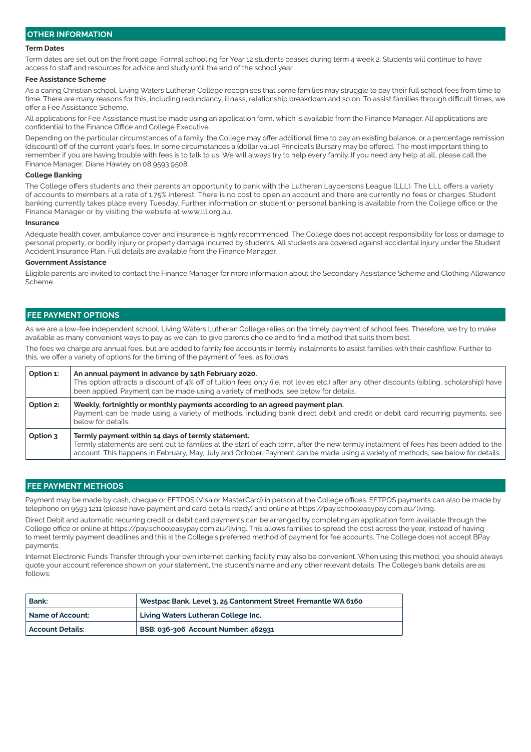## OTHER INFORMATION

### Term Dates

Term dates are set out on the front page. Formal schooling for Year 12 students ceases during term 4 week 2. Students will continue to have access to staff and resources for advice and study until the end of the school year.

### Fee Assistance Scheme

As a caring Christian school, Living Waters Lutheran College recognises that some families may struggle to pay their full school fees from time to time. There are many reasons for this, including redundancy, illness, relationship breakdown and so on. To assist families through difficult times, we offer a Fee Assistance Scheme.

All applications for Fee Assistance must be made using an application form, which is available from the Finance Manager. All applications are confidential to the Finance Office and College Executive.

Depending on the particular circumstances of a family, the College may offer additional time to pay an existing balance, or a percentage remission (discount) off of the current year's fees. In some circumstances a (dollar value) Principal's Bursary may be offered. The most important thing to remember if you are having trouble with fees is to talk to us. We will always try to help every family. If you need any help at all, please call the Finance Manager, Diane Hawley on 08 9593 9508.

### College Banking

The College offers students and their parents an opportunity to bank with the Lutheran Laypersons League (LLL). The LLL offers a variety of accounts to members at a rate of 1.75% interest. There is no cost to open an account and there are currently no fees or charges. Student banking currently takes place every Tuesday. Further information on student or personal banking is available from the College office or the Finance Manager or by visiting the website at www.lll.org.au.

### Insurance

Adequate health cover, ambulance cover and insurance is highly recommended. The College does not accept responsibility for loss or damage to personal property, or bodily injury or property damage incurred by students. All students are covered against accidental injury under the Student Accident Insurance Plan. Full details are available from the Finance Manager.

### Government Assistance

Eligible parents are invited to contact the Finance Manager for more information about the Secondary Assistance Scheme and Clothing Allowance Scheme.

## FEE PAYMENT OPTIONS

As we are a low-fee independent school, Living Waters Lutheran College relies on the timely payment of school fees. Therefore, we try to make available as many convenient ways to pay as we can, to give parents choice and to find a method that suits them best.

The fees we charge are annual fees, but are added to family fee accounts in termly instalments to assist families with their cashflow. Further to this, we offer a variety of options for the timing of the payment of fees, as follows:

| | |
|---|---|
| **Option 1:** | **An annual payment in advance by 14th February 2020.** This option attracts a discount of 4% off of tuition fees only (i.e. not levies etc.) after any other discounts (sibling, scholarship) have been applied. Payment can be made using a variety of methods, see below for details. |
| **Option 2:** | **Weekly, fortnightly or monthly payments according to an agreed payment plan.** Payment can be made using a variety of methods, including bank direct debit and credit or debit card recurring payments, see below for details. |
| **Option 3** | **Termly payment within 14 days of termly statement.** Termly statements are sent out to families at the start of each term, after the new termly instalment of fees has been added to the account. This happens in February, May, July and October. Payment can be made using a variety of methods, see below for details. |

## FEE PAYMENT METHODS

Payment may be made by cash, cheque or EFTPOS (Visa or MasterCard) in person at the College offices. EFTPOS payments can also be made by telephone on 9593 1211 (please have payment and card details ready) and online at https://pay.schooleasypay.com.au/living.

Direct Debit and automatic recurring credit or debit card payments can be arranged by completing an application form available through the College office or online at https://pay.schooleasypay.com.au/living. This allows families to spread the cost across the year, instead of having to meet termly payment deadlines and this is the College's preferred method of payment for fee accounts. The College does not accept BPay payments.

Internet Electronic Funds Transfer through your own internet banking facility may also be convenient. When using this method, you should always quote your account reference shown on your statement, the student's name and any other relevant details. The College's bank details are as follows:

| | |
|---|---|
| **Bank:** | **Westpac Bank, Level 3, 25 Cantonment Street Fremantle WA 6160** |
| **Name of Account:** | **Living Waters Lutheran College Inc.** |
| **Account Details:** | **BSB: 036-306 Account Number: 462931** |